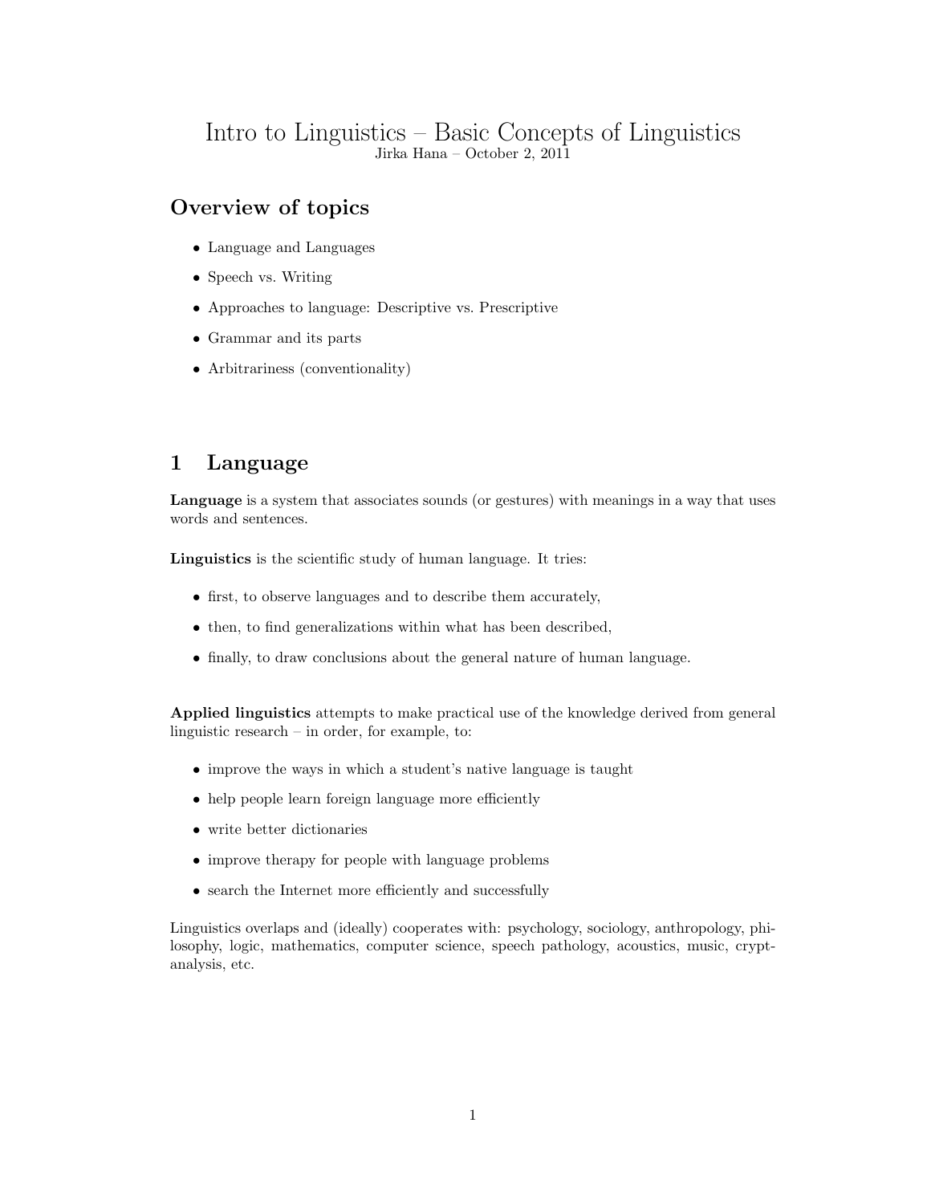# Intro to Linguistics – Basic Concepts of Linguistics

Jirka Hana – October 2, 2011

## Overview of topics

- Language and Languages
- Speech vs. Writing
- Approaches to language: Descriptive vs. Prescriptive
- Grammar and its parts
- Arbitrariness (conventionality)

## 1 Language

**Language** is a system that associates sounds (or gestures) with meanings in a way that uses words and sentences.

**Linguistics** is the scientific study of human language. It tries:

- first, to observe languages and to describe them accurately,
- then, to find generalizations within what has been described,
- finally, to draw conclusions about the general nature of human language.

**Applied linguistics** attempts to make practical use of the knowledge derived from general linguistic research – in order, for example, to:

- improve the ways in which a student's native language is taught
- help people learn foreign language more efficiently
- write better dictionaries
- improve therapy for people with language problems
- search the Internet more efficiently and successfully

Linguistics overlaps and (ideally) cooperates with: psychology, sociology, anthropology, philosophy, logic, mathematics, computer science, speech pathology, acoustics, music, cryptanalysis, etc.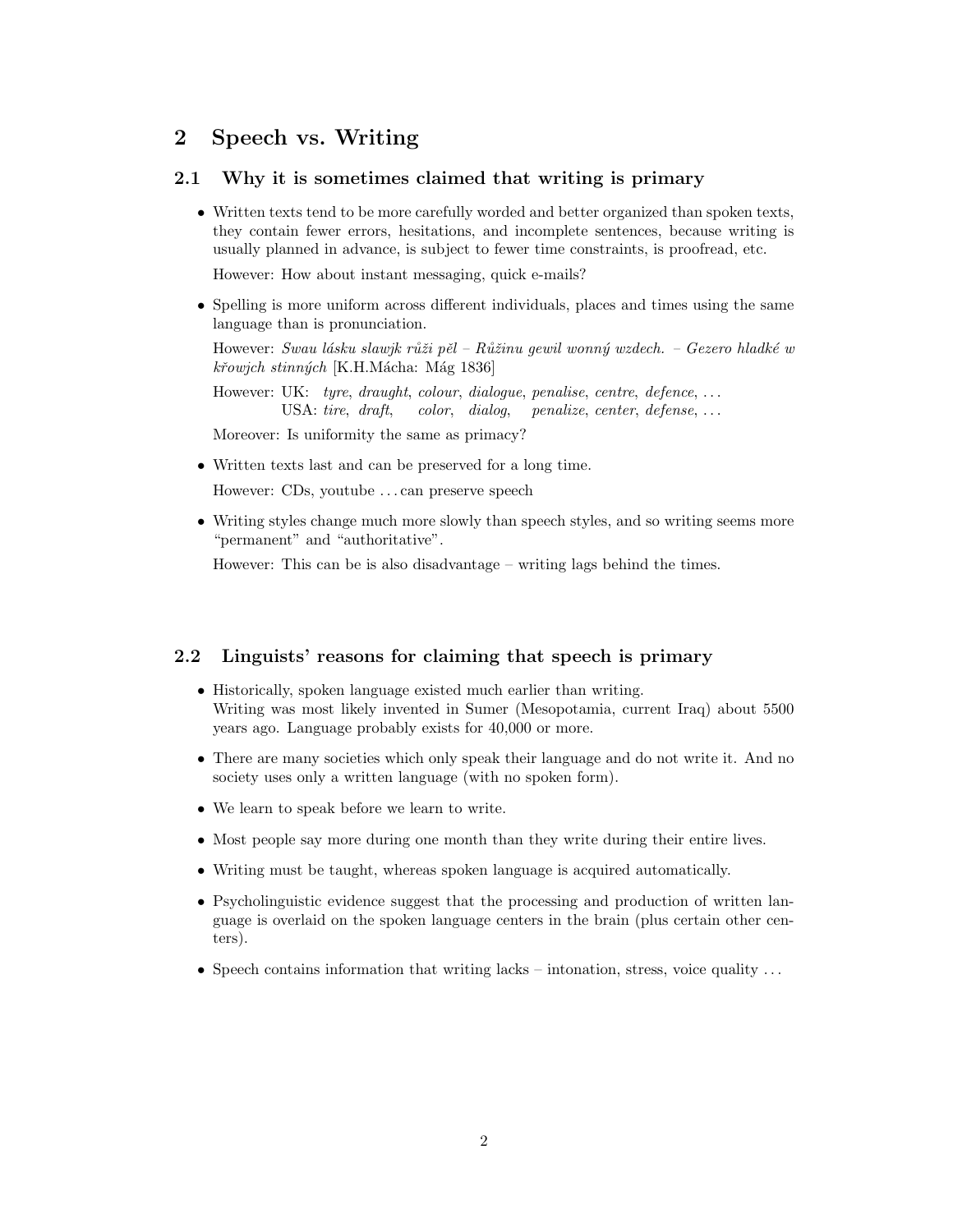## 2 Speech vs. Writing

### 2.1 Why it is sometimes claimed that writing is primary

- Written texts tend to be more carefully worded and better organized than spoken texts, they contain fewer errors, hesitations, and incomplete sentences, because writing is usually planned in advance, is subject to fewer time constraints, is proofread, etc.

  However: How about instant messaging, quick e-mails?

- Spelling is more uniform across different individuals, places and times using the same language than is pronunciation.

  However: *Swau lásku slawjk růži pěl – Růžinu gewil wonný wzdech. – Gezero hladké w křowjch stinných* [K.H.Mácha: Mág 1836]

  However: UK: *tyre*, *draught*, *colour*, *dialogue*, *penalise*, *centre*, *defence*, ...
  USA: *tire*, *draft*, *color*, *dialog*, *penalize*, *center*, *defense*, ...

  Moreover: Is uniformity the same as primacy?

- Written texts last and can be preserved for a long time.

  However: CDs, youtube ... can preserve speech

- Writing styles change much more slowly than speech styles, and so writing seems more "permanent" and "authoritative".

  However: This can be is also disadvantage – writing lags behind the times.

### 2.2 Linguists' reasons for claiming that speech is primary

- Historically, spoken language existed much earlier than writing.
  Writing was most likely invented in Sumer (Mesopotamia, current Iraq) about 5500 years ago. Language probably exists for 40,000 or more.
- There are many societies which only speak their language and do not write it. And no society uses only a written language (with no spoken form).
- We learn to speak before we learn to write.
- Most people say more during one month than they write during their entire lives.
- Writing must be taught, whereas spoken language is acquired automatically.
- Psycholinguistic evidence suggest that the processing and production of written language is overlaid on the spoken language centers in the brain (plus certain other centers).
- Speech contains information that writing lacks – intonation, stress, voice quality ...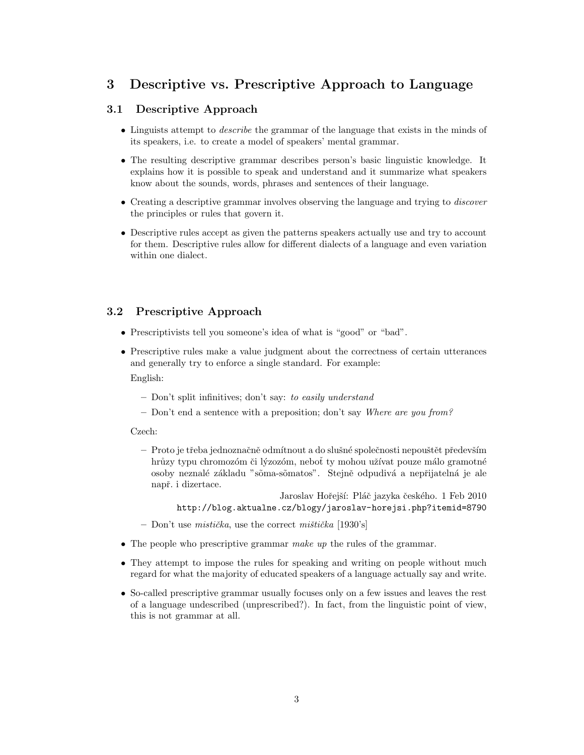# 3 Descriptive vs. Prescriptive Approach to Language

## 3.1 Descriptive Approach

- Linguists attempt to *describe* the grammar of the language that exists in the minds of its speakers, i.e. to create a model of speakers' mental grammar.
- The resulting descriptive grammar describes person's basic linguistic knowledge. It explains how it is possible to speak and understand and it summarize what speakers know about the sounds, words, phrases and sentences of their language.
- Creating a descriptive grammar involves observing the language and trying to *discover* the principles or rules that govern it.
- Descriptive rules accept as given the patterns speakers actually use and try to account for them. Descriptive rules allow for different dialects of a language and even variation within one dialect.

## 3.2 Prescriptive Approach

- Prescriptivists tell you someone's idea of what is "good" or "bad".
- Prescriptive rules make a value judgment about the correctness of certain utterances and generally try to enforce a single standard. For example:

  English:

  - Don't split infinitives; don't say: *to easily understand*
  - Don't end a sentence with a preposition; don't say *Where are you from?*

  Czech:

  - Proto je třeba jednoznačně odmítnout a do slušné společnosti nepouštět především hrůzy typu chromozóm či lýzozóm, neboť ty mohou užívat pouze málo gramotné osoby neznalé základu "sõma-sõmatos". Stejně odpudivá a nepřijatelná je ale např. i dizertace.

    Jaroslav Hořejší: Pláč jazyka českého. 1 Feb 2010
    `http://blog.aktualne.cz/blogy/jaroslav-horejsi.php?itemid=8790`
  - Don't use *mistička*, use the correct *mištička* [1930's]

- The people who prescriptive grammar *make up* the rules of the grammar.
- They attempt to impose the rules for speaking and writing on people without much regard for what the majority of educated speakers of a language actually say and write.
- So-called prescriptive grammar usually focuses only on a few issues and leaves the rest of a language undescribed (unprescribed?). In fact, from the linguistic point of view, this is not grammar at all.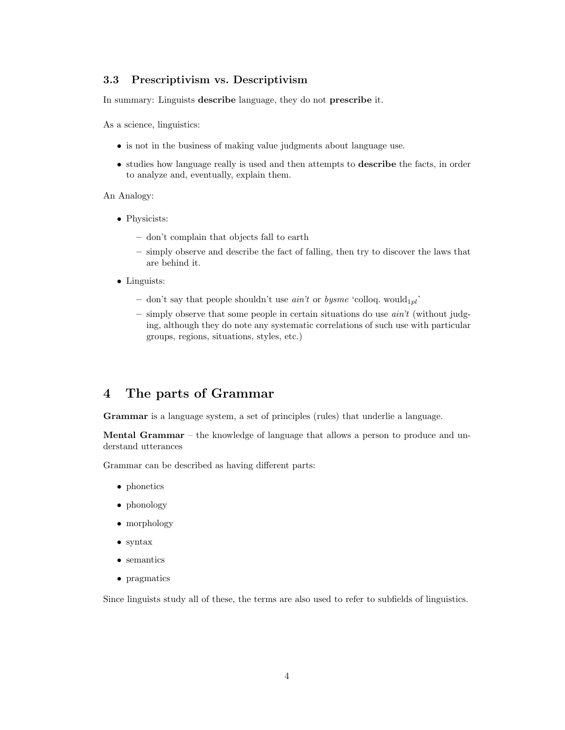### 3.3 Prescriptivism vs. Descriptivism

In summary: Linguists **describe** language, they do not **prescribe** it.

As a science, linguistics:

- is not in the business of making value judgments about language use.
- studies how language really is used and then attempts to **describe** the facts, in order to analyze and, eventually, explain them.

An Analogy:

- Physicists:
  - don't complain that objects fall to earth
  - simply observe and describe the fact of falling, then try to discover the laws that are behind it.
- Linguists:
  - don't say that people shouldn't use *ain't* or *bysme* 'colloq. would$_{1pl}$'
  - simply observe that some people in certain situations do use *ain't* (without judging, although they do note any systematic correlations of such use with particular groups, regions, situations, styles, etc.)

## 4 The parts of Grammar

**Grammar** is a language system, a set of principles (rules) that underlie a language.

**Mental Grammar** – the knowledge of language that allows a person to produce and understand utterances

Grammar can be described as having different parts:

- phonetics
- phonology
- morphology
- syntax
- semantics
- pragmatics

Since linguists study all of these, the terms are also used to refer to subfields of linguistics.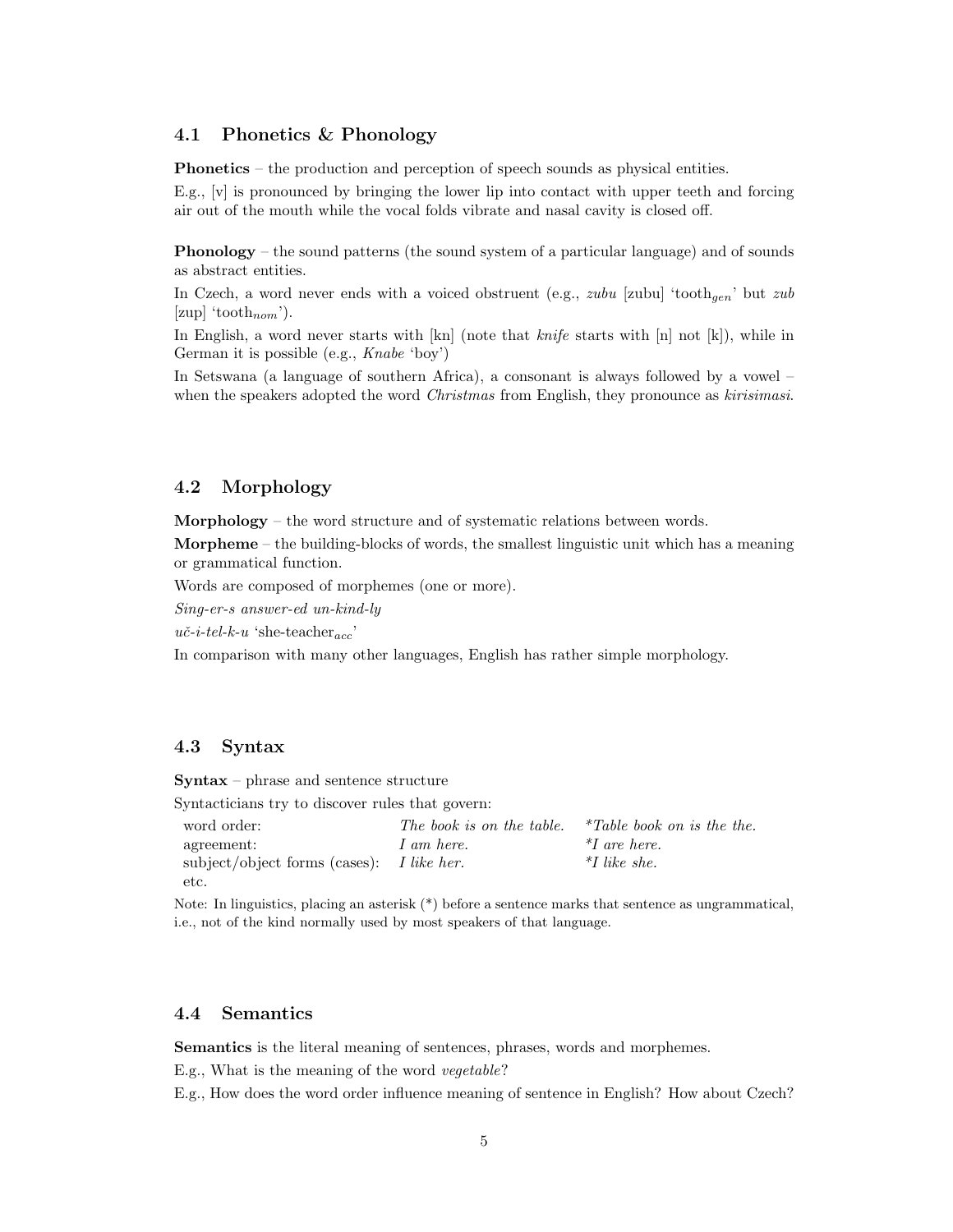## 4.1 Phonetics & Phonology

**Phonetics** – the production and perception of speech sounds as physical entities.

E.g., [v] is pronounced by bringing the lower lip into contact with upper teeth and forcing air out of the mouth while the vocal folds vibrate and nasal cavity is closed off.

**Phonology** – the sound patterns (the sound system of a particular language) and of sounds as abstract entities.

In Czech, a word never ends with a voiced obstruent (e.g., *zubu* [zubu] 'tooth$_{gen}$' but *zub* [zup] 'tooth$_{nom}$').

In English, a word never starts with [kn] (note that *knife* starts with [n] not [k]), while in German it is possible (e.g., *Knabe* 'boy')

In Setswana (a language of southern Africa), a consonant is always followed by a vowel – when the speakers adopted the word *Christmas* from English, they pronounce as *kirisimasi*.

## 4.2 Morphology

**Morphology** – the word structure and of systematic relations between words.

**Morpheme** – the building-blocks of words, the smallest linguistic unit which has a meaning or grammatical function.

Words are composed of morphemes (one or more).

*Sing-er-s answer-ed un-kind-ly*

*uč-i-tel-k-u* 'she-teacher$_{acc}$'

In comparison with many other languages, English has rather simple morphology.

## 4.3 Syntax

**Syntax** – phrase and sentence structure

Syntacticians try to discover rules that govern:

| | | |
|---|---|---|
| word order: | *The book is on the table.* | **Table book on is the the.* |
| agreement: | *I am here.* | **I are here.* |
| subject/object forms (cases): | *I like her.* | **I like she.* |
| etc. | | |

Note: In linguistics, placing an asterisk (*) before a sentence marks that sentence as ungrammatical, i.e., not of the kind normally used by most speakers of that language.

## 4.4 Semantics

**Semantics** is the literal meaning of sentences, phrases, words and morphemes.

E.g., What is the meaning of the word *vegetable*?

E.g., How does the word order influence meaning of sentence in English? How about Czech?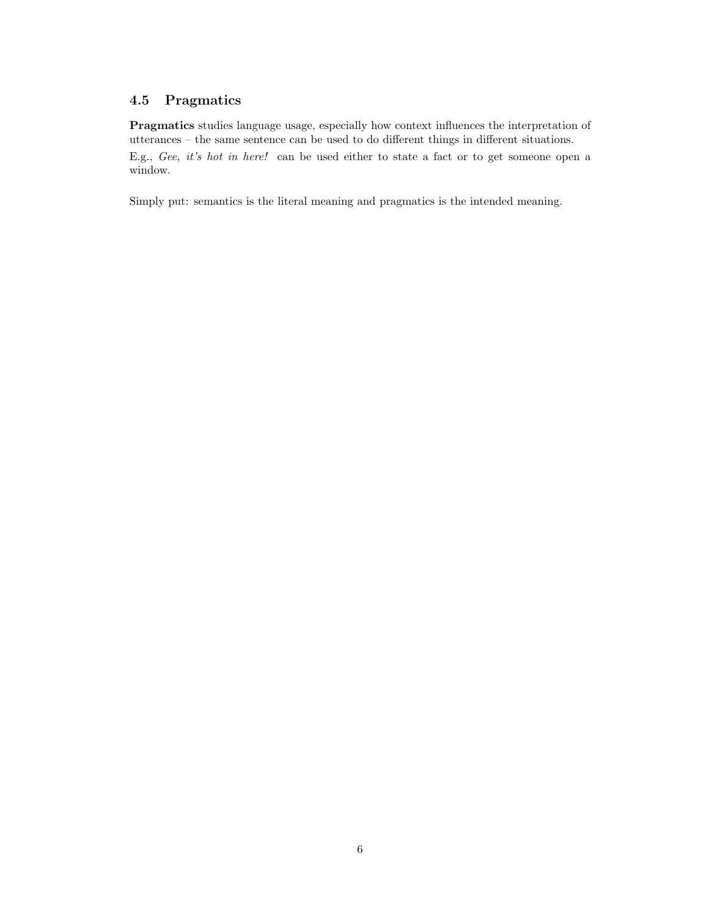### 4.5 Pragmatics

**Pragmatics** studies language usage, especially how context influences the interpretation of utterances – the same sentence can be used to do different things in different situations.

E.g., *Gee, it's hot in here!* can be used either to state a fact or to get someone open a window.

Simply put: semantics is the literal meaning and pragmatics is the intended meaning.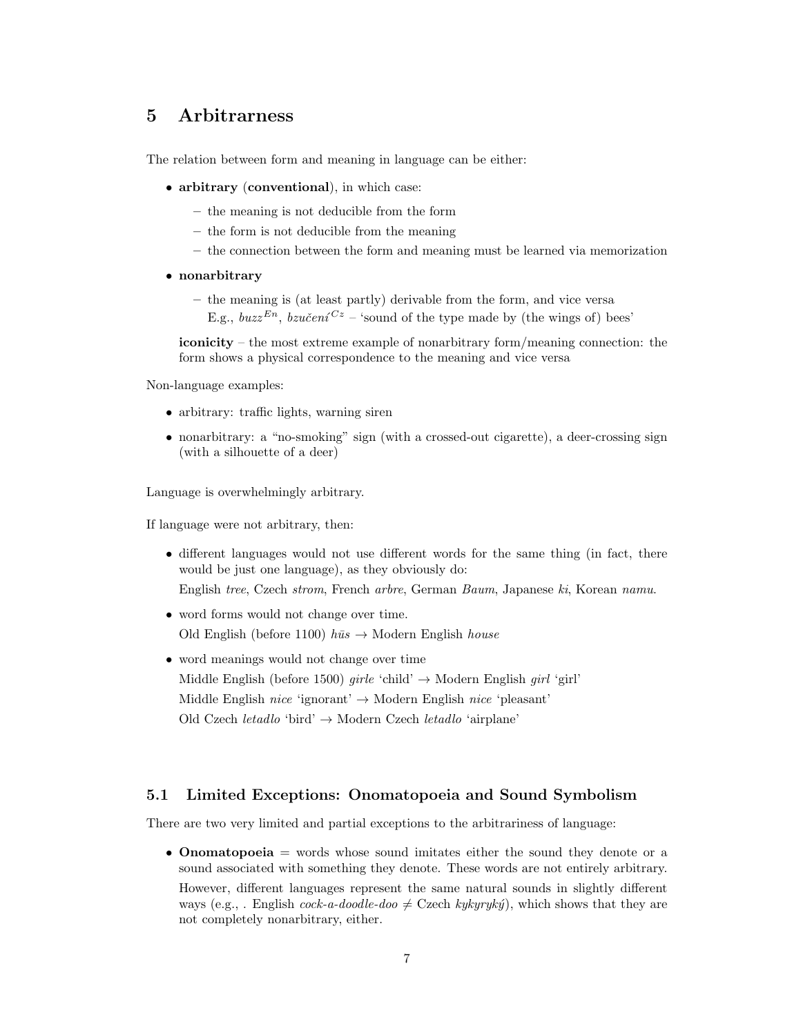## 5 Arbitrarness

The relation between form and meaning in language can be either:

- **arbitrary** (**conventional**), in which case:
  - the meaning is not deducible from the form
  - the form is not deducible from the meaning
  - the connection between the form and meaning must be learned via memorization
- **nonarbitrary**
  - the meaning is (at least partly) derivable from the form, and vice versa
    E.g., *buzz*$^{En}$, *bzučení*$^{Cz}$ – 'sound of the type made by (the wings of) bees'

  **iconicity** – the most extreme example of nonarbitrary form/meaning connection: the form shows a physical correspondence to the meaning and vice versa

Non-language examples:

- arbitrary: traffic lights, warning siren
- nonarbitrary: a "no-smoking" sign (with a crossed-out cigarette), a deer-crossing sign (with a silhouette of a deer)

Language is overwhelmingly arbitrary.

If language were not arbitrary, then:

- different languages would not use different words for the same thing (in fact, there would be just one language), as they obviously do:

  English *tree*, Czech *strom*, French *arbre*, German *Baum*, Japanese *ki*, Korean *namu*.
- word forms would not change over time.

  Old English (before 1100) *hūs* → Modern English *house*
- word meanings would not change over time

  Middle English (before 1500) *girle* 'child' → Modern English *girl* 'girl'

  Middle English *nice* 'ignorant' → Modern English *nice* 'pleasant'

  Old Czech *letadlo* 'bird' → Modern Czech *letadlo* 'airplane'

### 5.1 Limited Exceptions: Onomatopoeia and Sound Symbolism

There are two very limited and partial exceptions to the arbitrariness of language:

- **Onomatopoeia** = words whose sound imitates either the sound they denote or a sound associated with something they denote. These words are not entirely arbitrary.

  However, different languages represent the same natural sounds in slightly different ways (e.g., . English *cock-a-doodle-doo* ≠ Czech *kykyryký*), which shows that they are not completely nonarbitrary, either.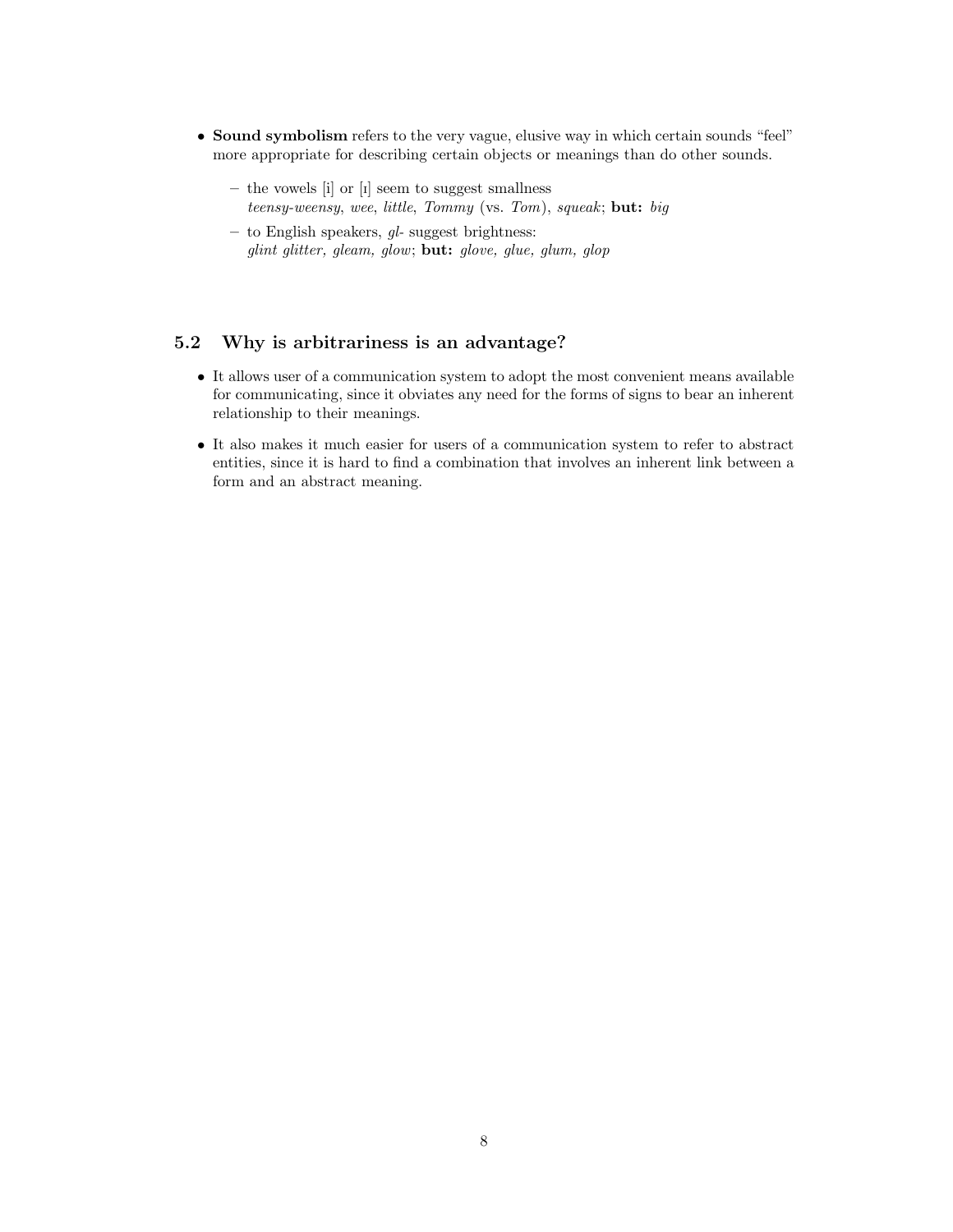- **Sound symbolism** refers to the very vague, elusive way in which certain sounds "feel" more appropriate for describing certain objects or meanings than do other sounds.
  - the vowels [i] or [ɪ] seem to suggest smallness
    *teensy-weensy*, *wee*, *little*, *Tommy* (vs. *Tom*), *squeak*; **but:** *big*
  - to English speakers, *gl-* suggest brightness:
    *glint glitter, gleam, glow*; **but:** *glove, glue, glum, glop*

## 5.2 Why is arbitrariness is an advantage?

- It allows user of a communication system to adopt the most convenient means available for communicating, since it obviates any need for the forms of signs to bear an inherent relationship to their meanings.
- It also makes it much easier for users of a communication system to refer to abstract entities, since it is hard to find a combination that involves an inherent link between a form and an abstract meaning.